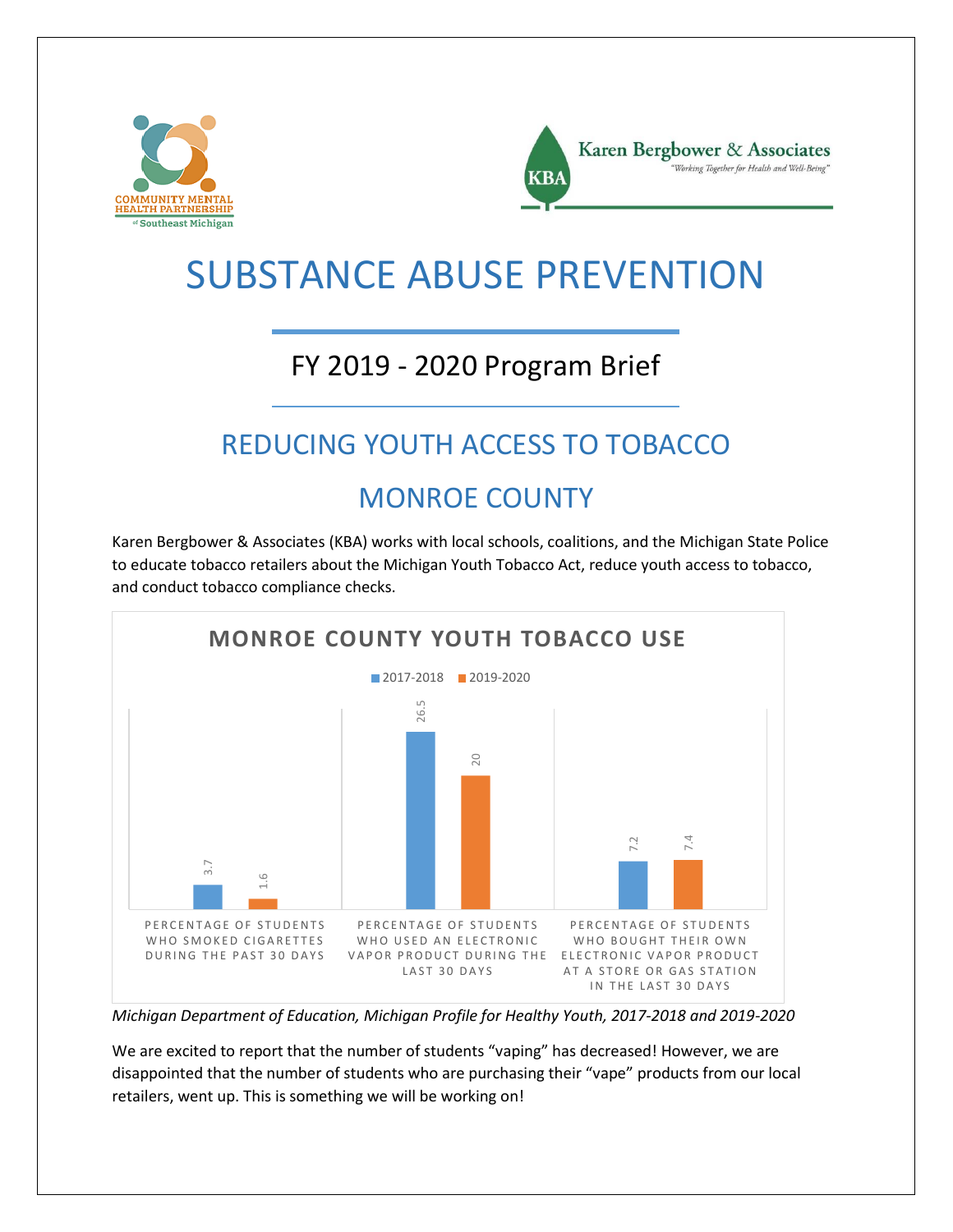Community Mental Health Partnership of Southeast Michigan

Karen Bergbower & Associates
"Working Together for Health and Well-Being"

# SUBSTANCE ABUSE PREVENTION

## FY 2019 - 2020 Program Brief

## REDUCING YOUTH ACCESS TO TOBACCO

## MONROE COUNTY

Karen Bergbower & Associates (KBA) works with local schools, coalitions, and the Michigan State Police to educate tobacco retailers about the Michigan Youth Tobacco Act, reduce youth access to tobacco, and conduct tobacco compliance checks.

**MONROE COUNTY YOUTH TOBACCO USE**

| | 2017-2018 | 2019-2020 |
|---|---|---|
| Percentage of students who smoked cigarettes during the past 30 days | 3.7 | 1.6 |
| Percentage of students who used an electronic vapor product during the last 30 days | 26.5 | 20 |
| Percentage of students who bought their own electronic vapor product at a store or gas station in the last 30 days | 7.2 | 7.4 |

*Michigan Department of Education, Michigan Profile for Healthy Youth, 2017-2018 and 2019-2020*

We are excited to report that the number of students "vaping" has decreased! However, we are disappointed that the number of students who are purchasing their "vape" products from our local retailers, went up. This is something we will be working on!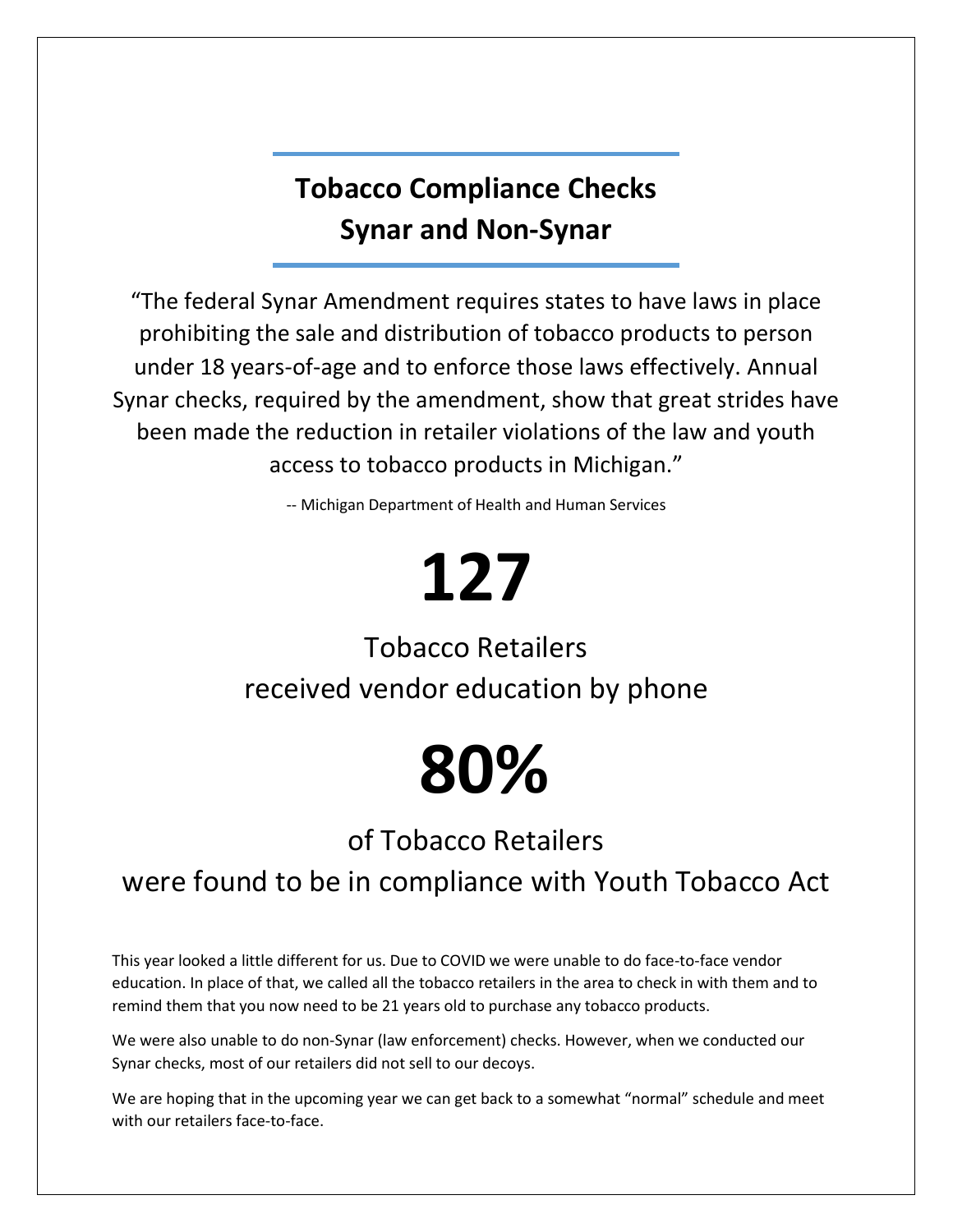## Tobacco Compliance Checks
## Synar and Non-Synar

"The federal Synar Amendment requires states to have laws in place prohibiting the sale and distribution of tobacco products to person under 18 years-of-age and to enforce those laws effectively. Annual Synar checks, required by the amendment, show that great strides have been made the reduction in retailer violations of the law and youth access to tobacco products in Michigan."

-- Michigan Department of Health and Human Services

# 127

Tobacco Retailers
received vendor education by phone

# 80%

of Tobacco Retailers
were found to be in compliance with Youth Tobacco Act

This year looked a little different for us. Due to COVID we were unable to do face-to-face vendor education. In place of that, we called all the tobacco retailers in the area to check in with them and to remind them that you now need to be 21 years old to purchase any tobacco products.

We were also unable to do non-Synar (law enforcement) checks. However, when we conducted our Synar checks, most of our retailers did not sell to our decoys.

We are hoping that in the upcoming year we can get back to a somewhat "normal" schedule and meet with our retailers face-to-face.